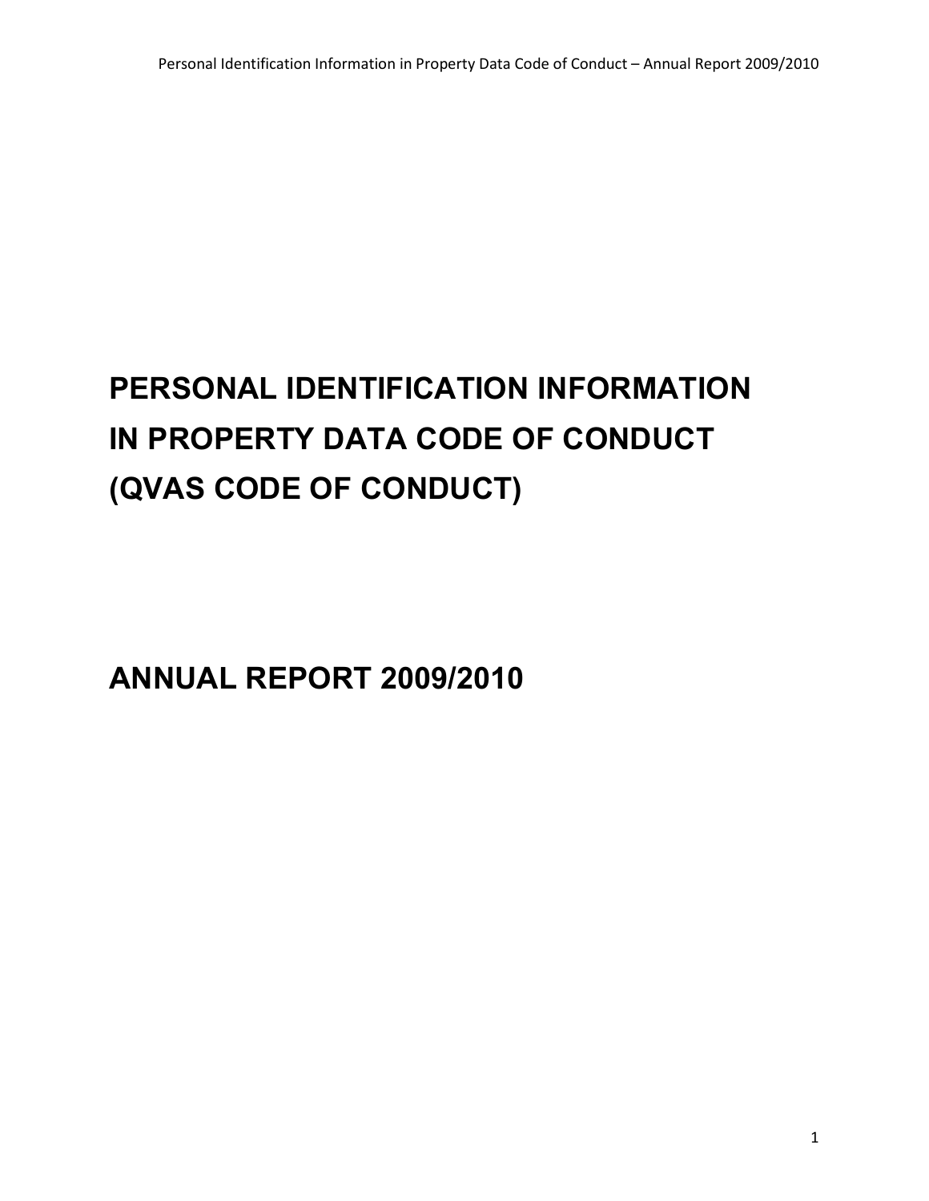# PERSONAL IDENTIFICATION INFORMATION IN PROPERTY DATA CODE OF CONDUCT (QVAS CODE OF CONDUCT)

# ANNUAL REPORT 2009/2010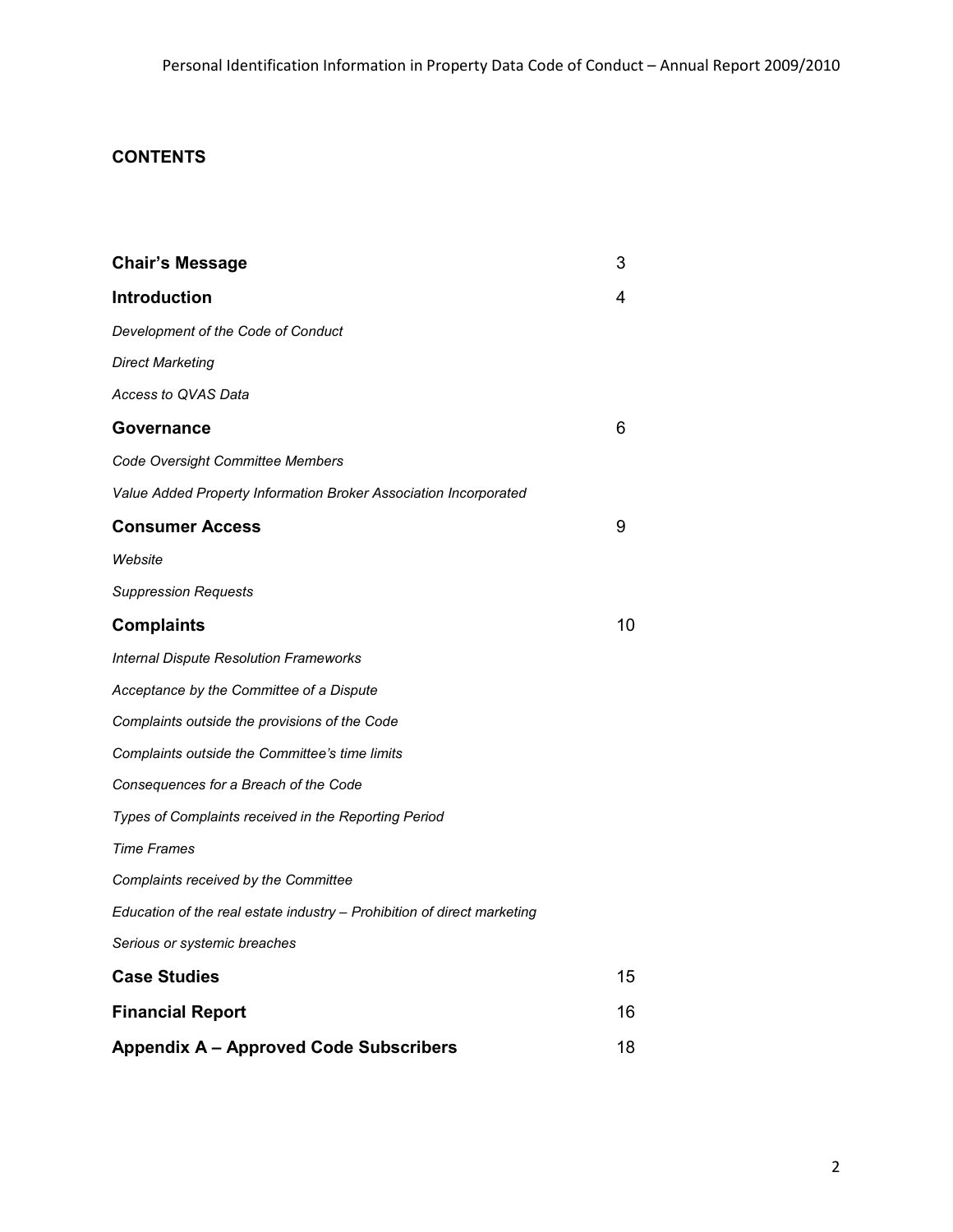## CONTENTS

| | |
|---|---|
| **Chair's Message** | 3 |
| **Introduction** | 4 |
| *Development of the Code of Conduct* | |
| *Direct Marketing* | |
| *Access to QVAS Data* | |
| **Governance** | 6 |
| *Code Oversight Committee Members* | |
| *Value Added Property Information Broker Association Incorporated* | |
| **Consumer Access** | 9 |
| *Website* | |
| *Suppression Requests* | |
| **Complaints** | 10 |
| *Internal Dispute Resolution Frameworks* | |
| *Acceptance by the Committee of a Dispute* | |
| *Complaints outside the provisions of the Code* | |
| *Complaints outside the Committee's time limits* | |
| *Consequences for a Breach of the Code* | |
| *Types of Complaints received in the Reporting Period* | |
| *Time Frames* | |
| *Complaints received by the Committee* | |
| *Education of the real estate industry – Prohibition of direct marketing* | |
| *Serious or systemic breaches* | |
| **Case Studies** | 15 |
| **Financial Report** | 16 |
| **Appendix A – Approved Code Subscribers** | 18 |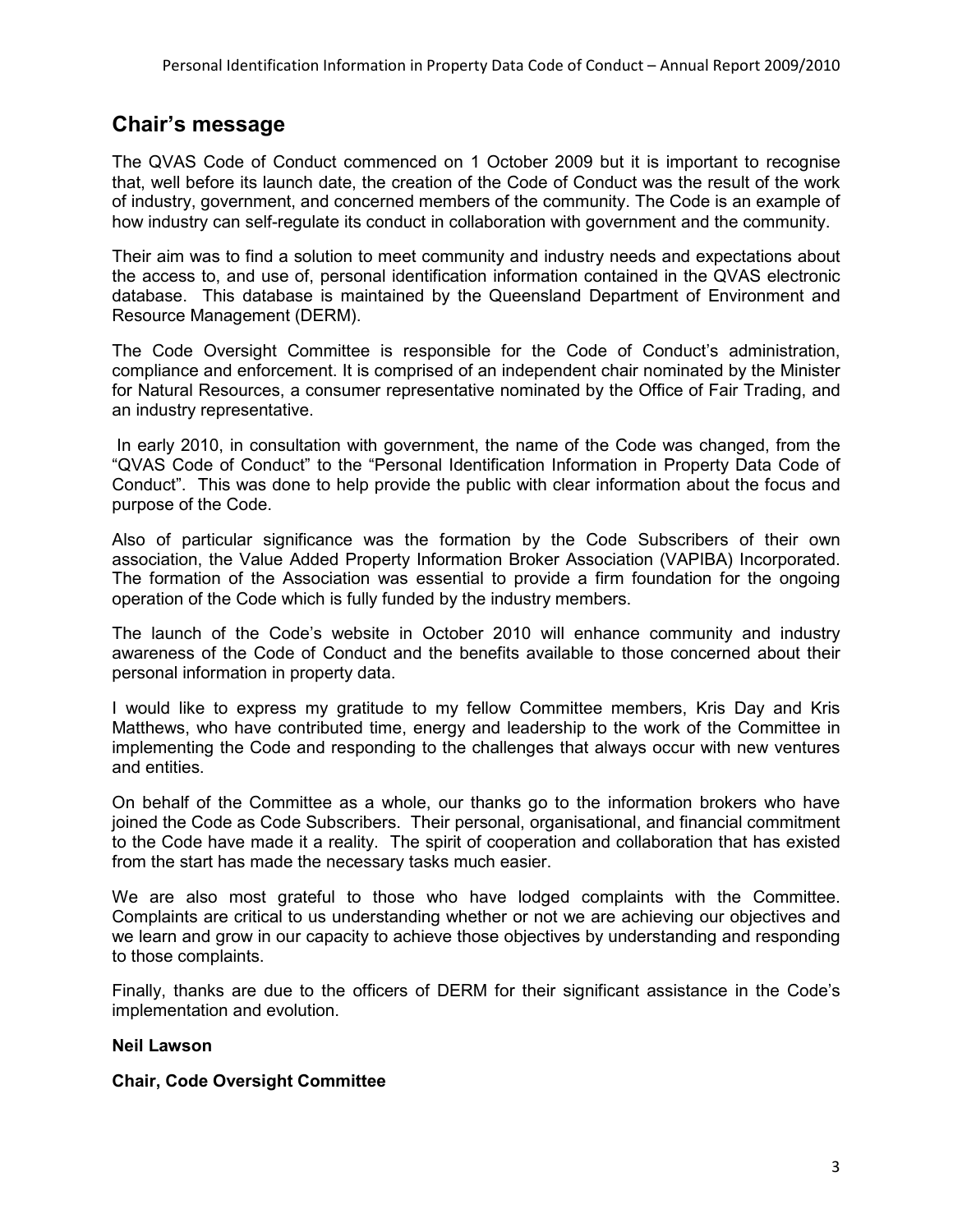## Chair's message

The QVAS Code of Conduct commenced on 1 October 2009 but it is important to recognise that, well before its launch date, the creation of the Code of Conduct was the result of the work of industry, government, and concerned members of the community. The Code is an example of how industry can self-regulate its conduct in collaboration with government and the community.

Their aim was to find a solution to meet community and industry needs and expectations about the access to, and use of, personal identification information contained in the QVAS electronic database. This database is maintained by the Queensland Department of Environment and Resource Management (DERM).

The Code Oversight Committee is responsible for the Code of Conduct's administration, compliance and enforcement. It is comprised of an independent chair nominated by the Minister for Natural Resources, a consumer representative nominated by the Office of Fair Trading, and an industry representative.

In early 2010, in consultation with government, the name of the Code was changed, from the "QVAS Code of Conduct" to the "Personal Identification Information in Property Data Code of Conduct". This was done to help provide the public with clear information about the focus and purpose of the Code.

Also of particular significance was the formation by the Code Subscribers of their own association, the Value Added Property Information Broker Association (VAPIBA) Incorporated. The formation of the Association was essential to provide a firm foundation for the ongoing operation of the Code which is fully funded by the industry members.

The launch of the Code's website in October 2010 will enhance community and industry awareness of the Code of Conduct and the benefits available to those concerned about their personal information in property data.

I would like to express my gratitude to my fellow Committee members, Kris Day and Kris Matthews, who have contributed time, energy and leadership to the work of the Committee in implementing the Code and responding to the challenges that always occur with new ventures and entities.

On behalf of the Committee as a whole, our thanks go to the information brokers who have joined the Code as Code Subscribers. Their personal, organisational, and financial commitment to the Code have made it a reality. The spirit of cooperation and collaboration that has existed from the start has made the necessary tasks much easier.

We are also most grateful to those who have lodged complaints with the Committee. Complaints are critical to us understanding whether or not we are achieving our objectives and we learn and grow in our capacity to achieve those objectives by understanding and responding to those complaints.

Finally, thanks are due to the officers of DERM for their significant assistance in the Code's implementation and evolution.

**Neil Lawson**

**Chair, Code Oversight Committee**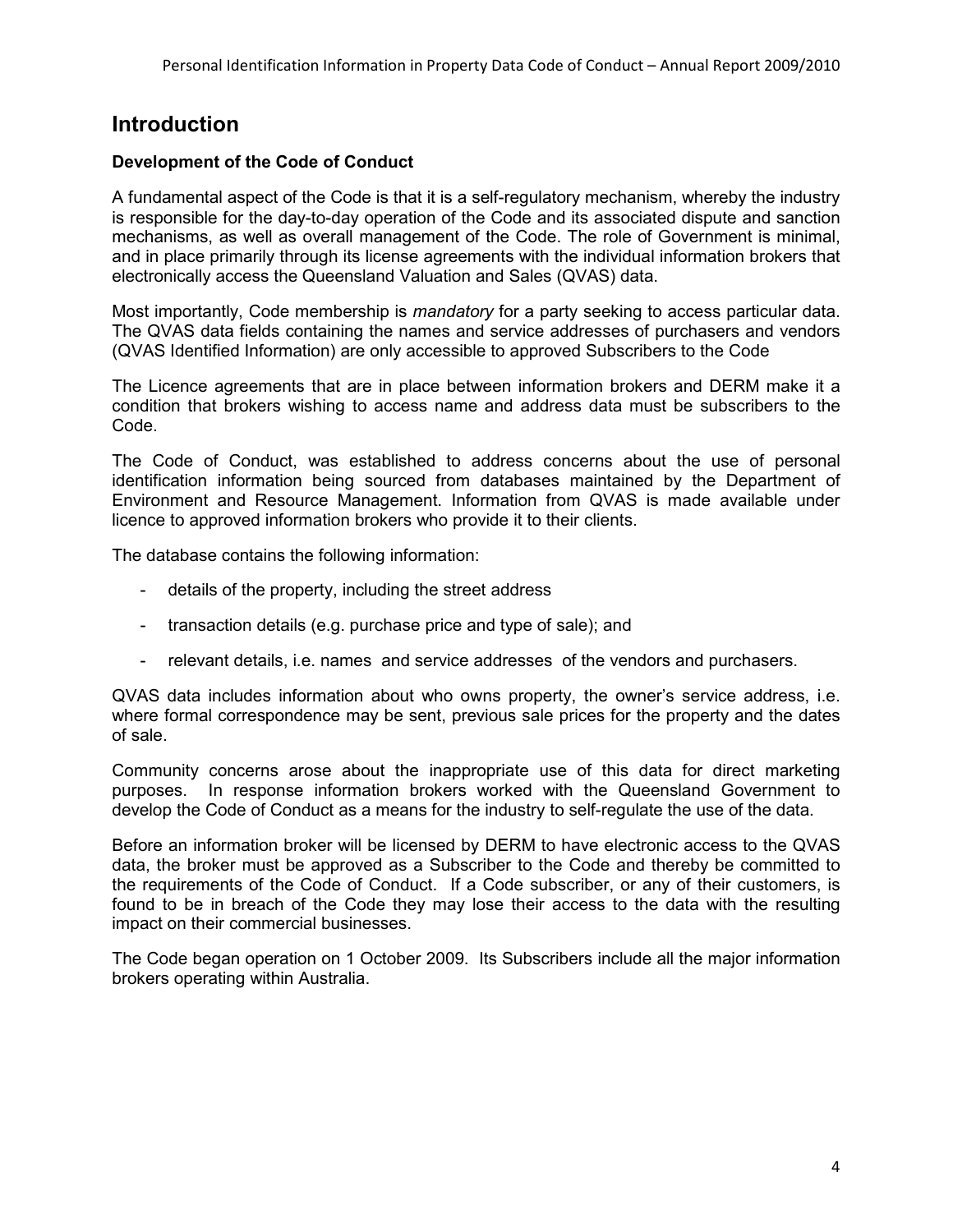## Introduction

### Development of the Code of Conduct

A fundamental aspect of the Code is that it is a self-regulatory mechanism, whereby the industry is responsible for the day-to-day operation of the Code and its associated dispute and sanction mechanisms, as well as overall management of the Code. The role of Government is minimal, and in place primarily through its license agreements with the individual information brokers that electronically access the Queensland Valuation and Sales (QVAS) data.

Most importantly, Code membership is *mandatory* for a party seeking to access particular data. The QVAS data fields containing the names and service addresses of purchasers and vendors (QVAS Identified Information) are only accessible to approved Subscribers to the Code

The Licence agreements that are in place between information brokers and DERM make it a condition that brokers wishing to access name and address data must be subscribers to the Code.

The Code of Conduct, was established to address concerns about the use of personal identification information being sourced from databases maintained by the Department of Environment and Resource Management. Information from QVAS is made available under licence to approved information brokers who provide it to their clients.

The database contains the following information:

- details of the property, including the street address
- transaction details (e.g. purchase price and type of sale); and
- relevant details, i.e. names and service addresses of the vendors and purchasers.

QVAS data includes information about who owns property, the owner's service address, i.e. where formal correspondence may be sent, previous sale prices for the property and the dates of sale.

Community concerns arose about the inappropriate use of this data for direct marketing purposes. In response information brokers worked with the Queensland Government to develop the Code of Conduct as a means for the industry to self-regulate the use of the data.

Before an information broker will be licensed by DERM to have electronic access to the QVAS data, the broker must be approved as a Subscriber to the Code and thereby be committed to the requirements of the Code of Conduct. If a Code subscriber, or any of their customers, is found to be in breach of the Code they may lose their access to the data with the resulting impact on their commercial businesses.

The Code began operation on 1 October 2009. Its Subscribers include all the major information brokers operating within Australia.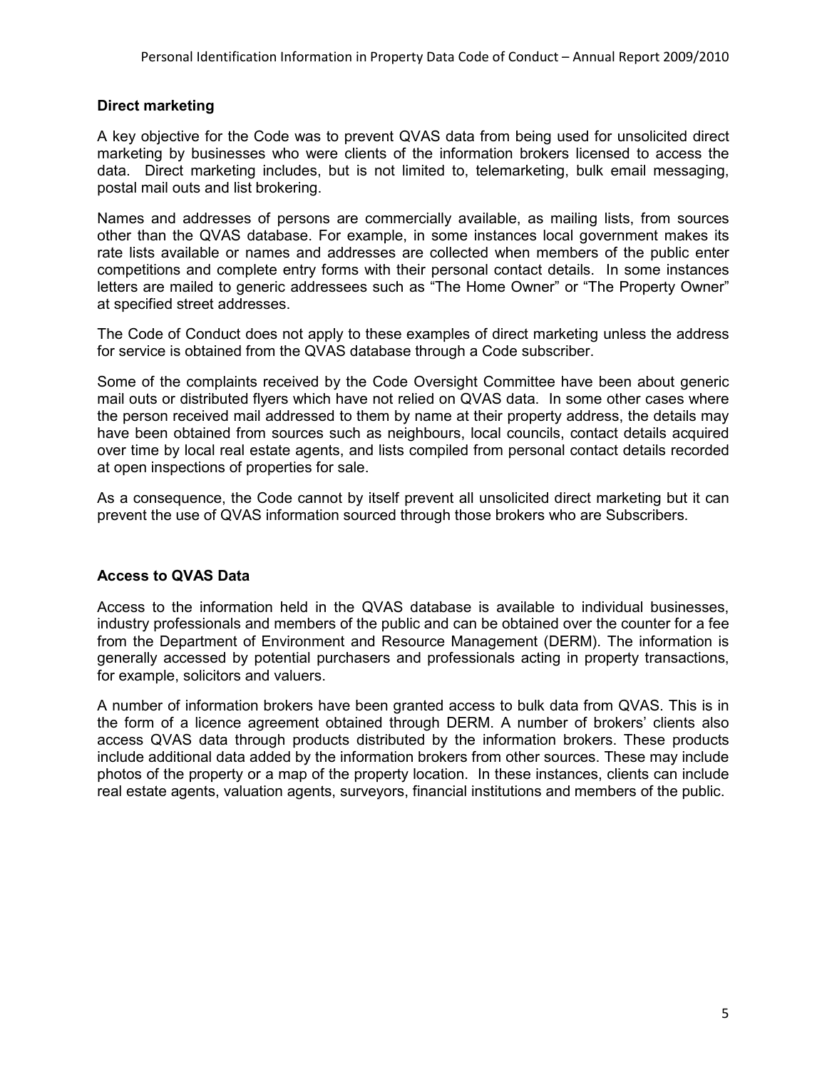### Direct marketing

A key objective for the Code was to prevent QVAS data from being used for unsolicited direct marketing by businesses who were clients of the information brokers licensed to access the data. Direct marketing includes, but is not limited to, telemarketing, bulk email messaging, postal mail outs and list brokering.

Names and addresses of persons are commercially available, as mailing lists, from sources other than the QVAS database. For example, in some instances local government makes its rate lists available or names and addresses are collected when members of the public enter competitions and complete entry forms with their personal contact details. In some instances letters are mailed to generic addressees such as "The Home Owner" or "The Property Owner" at specified street addresses.

The Code of Conduct does not apply to these examples of direct marketing unless the address for service is obtained from the QVAS database through a Code subscriber.

Some of the complaints received by the Code Oversight Committee have been about generic mail outs or distributed flyers which have not relied on QVAS data. In some other cases where the person received mail addressed to them by name at their property address, the details may have been obtained from sources such as neighbours, local councils, contact details acquired over time by local real estate agents, and lists compiled from personal contact details recorded at open inspections of properties for sale.

As a consequence, the Code cannot by itself prevent all unsolicited direct marketing but it can prevent the use of QVAS information sourced through those brokers who are Subscribers.

### Access to QVAS Data

Access to the information held in the QVAS database is available to individual businesses, industry professionals and members of the public and can be obtained over the counter for a fee from the Department of Environment and Resource Management (DERM). The information is generally accessed by potential purchasers and professionals acting in property transactions, for example, solicitors and valuers.

A number of information brokers have been granted access to bulk data from QVAS. This is in the form of a licence agreement obtained through DERM. A number of brokers' clients also access QVAS data through products distributed by the information brokers. These products include additional data added by the information brokers from other sources. These may include photos of the property or a map of the property location. In these instances, clients can include real estate agents, valuation agents, surveyors, financial institutions and members of the public.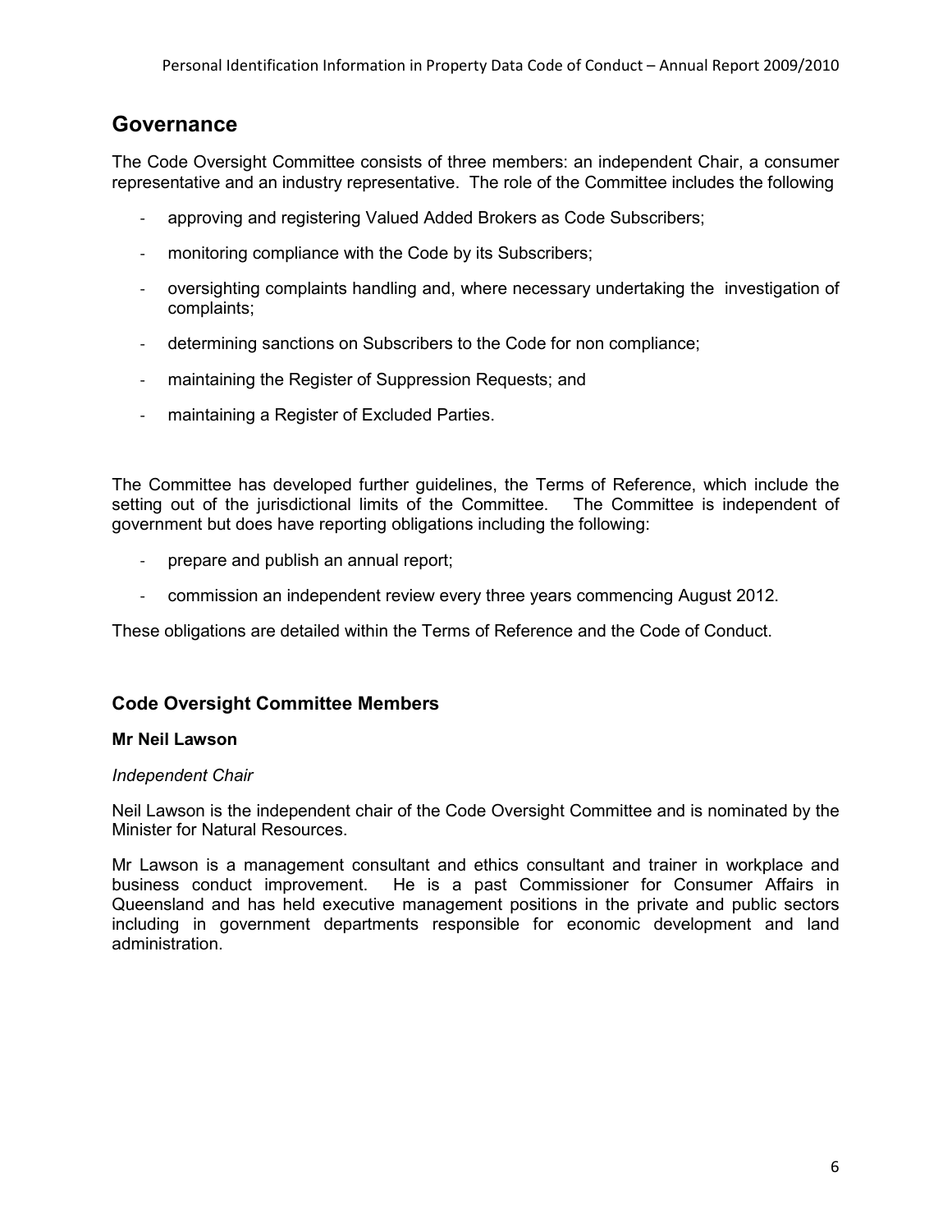## Governance

The Code Oversight Committee consists of three members: an independent Chair, a consumer representative and an industry representative. The role of the Committee includes the following

- approving and registering Valued Added Brokers as Code Subscribers;
- monitoring compliance with the Code by its Subscribers;
- oversighting complaints handling and, where necessary undertaking the investigation of complaints;
- determining sanctions on Subscribers to the Code for non compliance;
- maintaining the Register of Suppression Requests; and
- maintaining a Register of Excluded Parties.

The Committee has developed further guidelines, the Terms of Reference, which include the setting out of the jurisdictional limits of the Committee. The Committee is independent of government but does have reporting obligations including the following:

- prepare and publish an annual report;
- commission an independent review every three years commencing August 2012.

These obligations are detailed within the Terms of Reference and the Code of Conduct.

### Code Oversight Committee Members

**Mr Neil Lawson**

*Independent Chair*

Neil Lawson is the independent chair of the Code Oversight Committee and is nominated by the Minister for Natural Resources.

Mr Lawson is a management consultant and ethics consultant and trainer in workplace and business conduct improvement. He is a past Commissioner for Consumer Affairs in Queensland and has held executive management positions in the private and public sectors including in government departments responsible for economic development and land administration.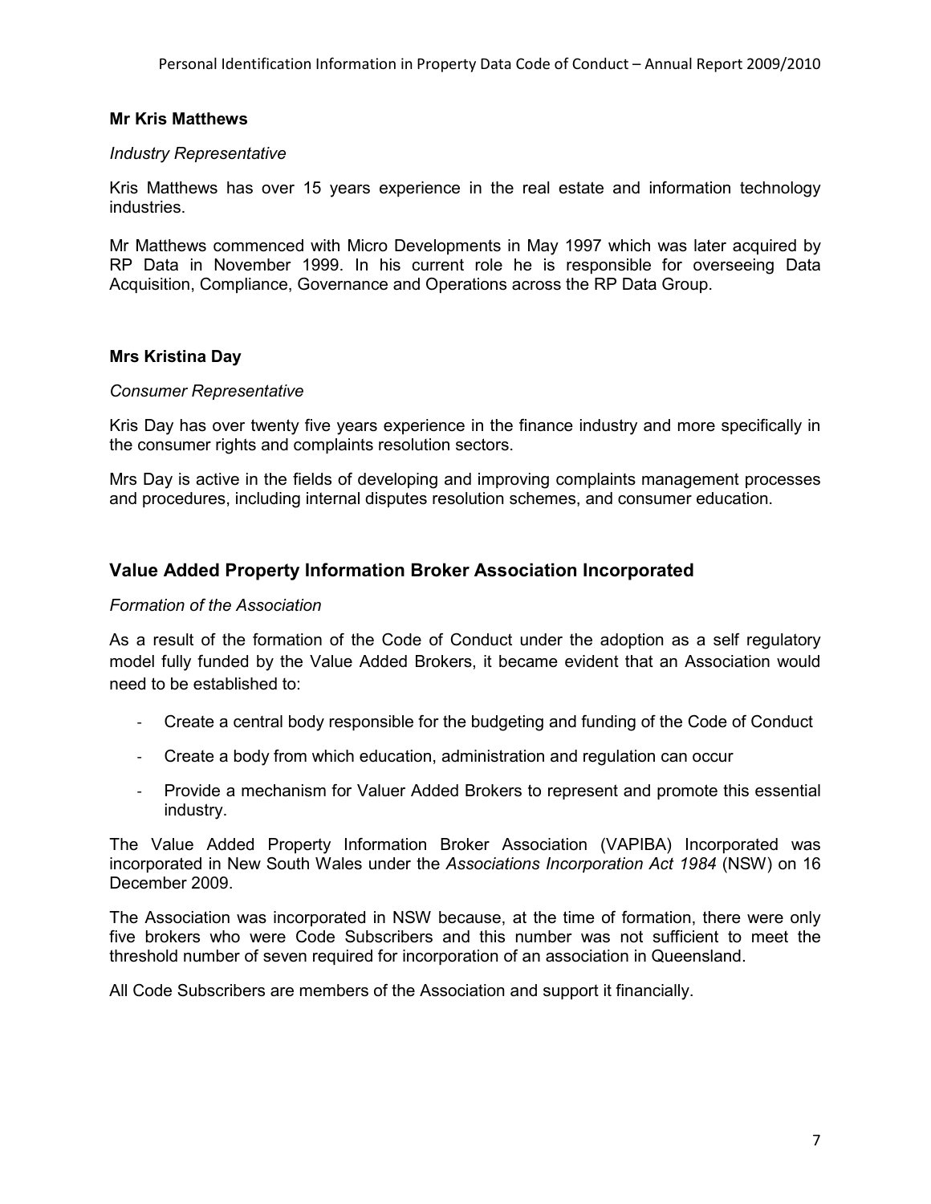**Mr Kris Matthews**

*Industry Representative*

Kris Matthews has over 15 years experience in the real estate and information technology industries.

Mr Matthews commenced with Micro Developments in May 1997 which was later acquired by RP Data in November 1999. In his current role he is responsible for overseeing Data Acquisition, Compliance, Governance and Operations across the RP Data Group.

**Mrs Kristina Day**

*Consumer Representative*

Kris Day has over twenty five years experience in the finance industry and more specifically in the consumer rights and complaints resolution sectors.

Mrs Day is active in the fields of developing and improving complaints management processes and procedures, including internal disputes resolution schemes, and consumer education.

## Value Added Property Information Broker Association Incorporated

*Formation of the Association*

As a result of the formation of the Code of Conduct under the adoption as a self regulatory model fully funded by the Value Added Brokers, it became evident that an Association would need to be established to:

- Create a central body responsible for the budgeting and funding of the Code of Conduct
- Create a body from which education, administration and regulation can occur
- Provide a mechanism for Valuer Added Brokers to represent and promote this essential industry.

The Value Added Property Information Broker Association (VAPIBA) Incorporated was incorporated in New South Wales under the *Associations Incorporation Act 1984* (NSW) on 16 December 2009.

The Association was incorporated in NSW because, at the time of formation, there were only five brokers who were Code Subscribers and this number was not sufficient to meet the threshold number of seven required for incorporation of an association in Queensland.

All Code Subscribers are members of the Association and support it financially.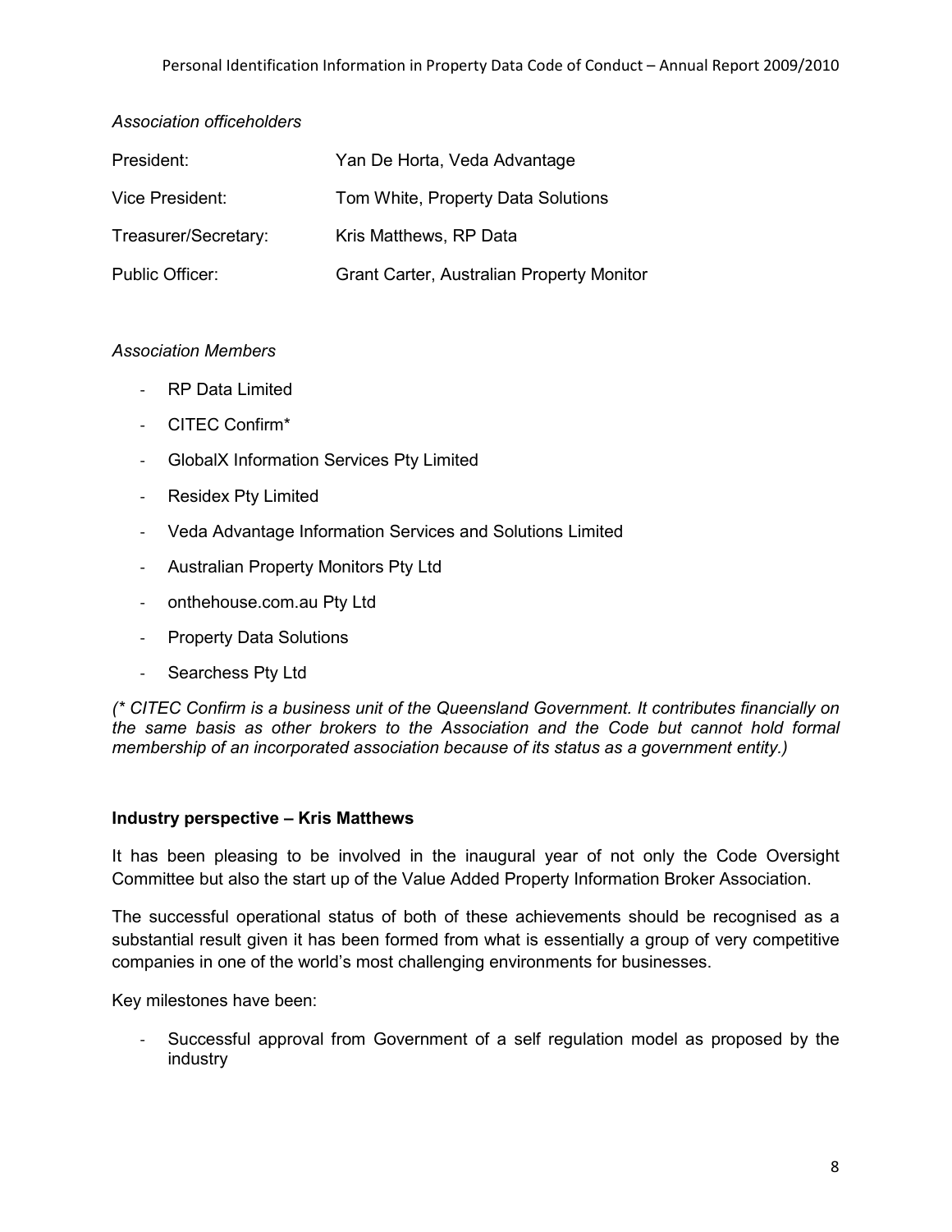*Association officeholders*

| | |
|---|---|
| President: | Yan De Horta, Veda Advantage |
| Vice President: | Tom White, Property Data Solutions |
| Treasurer/Secretary: | Kris Matthews, RP Data |
| Public Officer: | Grant Carter, Australian Property Monitor |

*Association Members*

- RP Data Limited
- CITEC Confirm*
- GlobalX Information Services Pty Limited
- Residex Pty Limited
- Veda Advantage Information Services and Solutions Limited
- Australian Property Monitors Pty Ltd
- onthehouse.com.au Pty Ltd
- Property Data Solutions
- Searchess Pty Ltd

*(* CITEC Confirm is a business unit of the Queensland Government. It contributes financially on the same basis as other brokers to the Association and the Code but cannot hold formal membership of an incorporated association because of its status as a government entity.)*

**Industry perspective – Kris Matthews**

It has been pleasing to be involved in the inaugural year of not only the Code Oversight Committee but also the start up of the Value Added Property Information Broker Association.

The successful operational status of both of these achievements should be recognised as a substantial result given it has been formed from what is essentially a group of very competitive companies in one of the world's most challenging environments for businesses.

Key milestones have been:

- Successful approval from Government of a self regulation model as proposed by the industry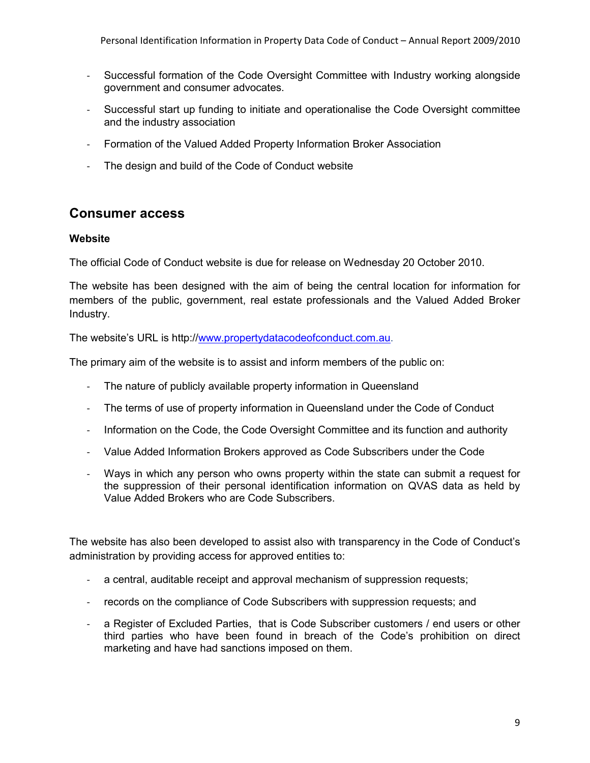- Successful formation of the Code Oversight Committee with Industry working alongside government and consumer advocates.
- Successful start up funding to initiate and operationalise the Code Oversight committee and the industry association
- Formation of the Valued Added Property Information Broker Association
- The design and build of the Code of Conduct website

## Consumer access

### Website

The official Code of Conduct website is due for release on Wednesday 20 October 2010.

The website has been designed with the aim of being the central location for information for members of the public, government, real estate professionals and the Valued Added Broker Industry.

The website's URL is http://www.propertydatacodeofconduct.com.au.

The primary aim of the website is to assist and inform members of the public on:

- The nature of publicly available property information in Queensland
- The terms of use of property information in Queensland under the Code of Conduct
- Information on the Code, the Code Oversight Committee and its function and authority
- Value Added Information Brokers approved as Code Subscribers under the Code
- Ways in which any person who owns property within the state can submit a request for the suppression of their personal identification information on QVAS data as held by Value Added Brokers who are Code Subscribers.

The website has also been developed to assist also with transparency in the Code of Conduct's administration by providing access for approved entities to:

- a central, auditable receipt and approval mechanism of suppression requests;
- records on the compliance of Code Subscribers with suppression requests; and
- a Register of Excluded Parties, that is Code Subscriber customers / end users or other third parties who have been found in breach of the Code's prohibition on direct marketing and have had sanctions imposed on them.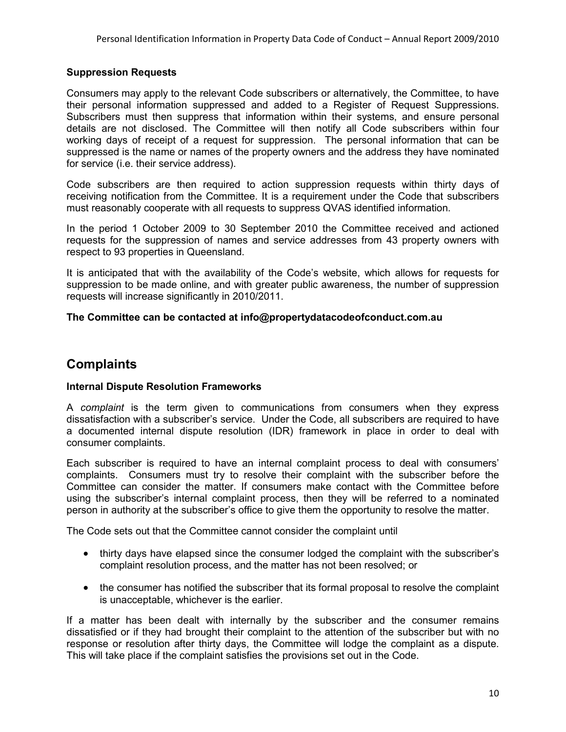### Suppression Requests

Consumers may apply to the relevant Code subscribers or alternatively, the Committee, to have their personal information suppressed and added to a Register of Request Suppressions. Subscribers must then suppress that information within their systems, and ensure personal details are not disclosed. The Committee will then notify all Code subscribers within four working days of receipt of a request for suppression. The personal information that can be suppressed is the name or names of the property owners and the address they have nominated for service (i.e. their service address).

Code subscribers are then required to action suppression requests within thirty days of receiving notification from the Committee. It is a requirement under the Code that subscribers must reasonably cooperate with all requests to suppress QVAS identified information.

In the period 1 October 2009 to 30 September 2010 the Committee received and actioned requests for the suppression of names and service addresses from 43 property owners with respect to 93 properties in Queensland.

It is anticipated that with the availability of the Code's website, which allows for requests for suppression to be made online, and with greater public awareness, the number of suppression requests will increase significantly in 2010/2011.

**The Committee can be contacted at info@propertydatacodeofconduct.com.au**

## Complaints

### Internal Dispute Resolution Frameworks

A *complaint* is the term given to communications from consumers when they express dissatisfaction with a subscriber's service. Under the Code, all subscribers are required to have a documented internal dispute resolution (IDR) framework in place in order to deal with consumer complaints.

Each subscriber is required to have an internal complaint process to deal with consumers' complaints. Consumers must try to resolve their complaint with the subscriber before the Committee can consider the matter. If consumers make contact with the Committee before using the subscriber's internal complaint process, then they will be referred to a nominated person in authority at the subscriber's office to give them the opportunity to resolve the matter.

The Code sets out that the Committee cannot consider the complaint until

- thirty days have elapsed since the consumer lodged the complaint with the subscriber's complaint resolution process, and the matter has not been resolved; or
- the consumer has notified the subscriber that its formal proposal to resolve the complaint is unacceptable, whichever is the earlier.

If a matter has been dealt with internally by the subscriber and the consumer remains dissatisfied or if they had brought their complaint to the attention of the subscriber but with no response or resolution after thirty days, the Committee will lodge the complaint as a dispute. This will take place if the complaint satisfies the provisions set out in the Code.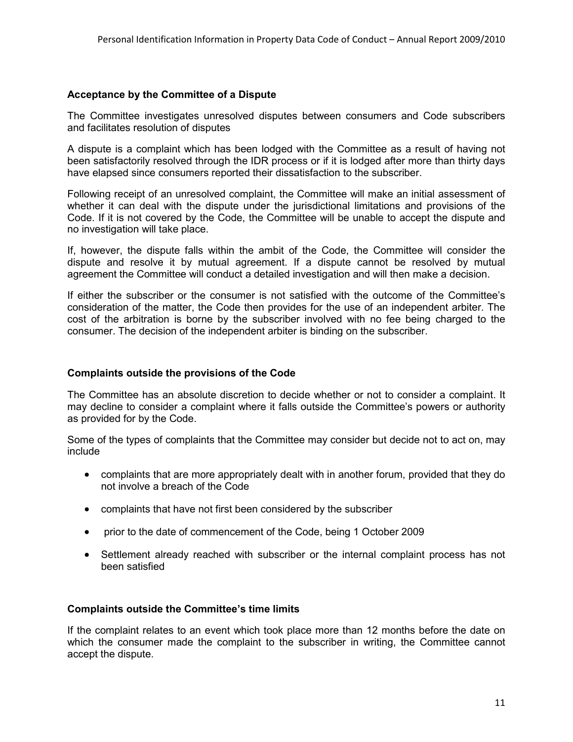### Acceptance by the Committee of a Dispute

The Committee investigates unresolved disputes between consumers and Code subscribers and facilitates resolution of disputes

A dispute is a complaint which has been lodged with the Committee as a result of having not been satisfactorily resolved through the IDR process or if it is lodged after more than thirty days have elapsed since consumers reported their dissatisfaction to the subscriber.

Following receipt of an unresolved complaint, the Committee will make an initial assessment of whether it can deal with the dispute under the jurisdictional limitations and provisions of the Code. If it is not covered by the Code, the Committee will be unable to accept the dispute and no investigation will take place.

If, however, the dispute falls within the ambit of the Code, the Committee will consider the dispute and resolve it by mutual agreement. If a dispute cannot be resolved by mutual agreement the Committee will conduct a detailed investigation and will then make a decision.

If either the subscriber or the consumer is not satisfied with the outcome of the Committee's consideration of the matter, the Code then provides for the use of an independent arbiter. The cost of the arbitration is borne by the subscriber involved with no fee being charged to the consumer. The decision of the independent arbiter is binding on the subscriber.

### Complaints outside the provisions of the Code

The Committee has an absolute discretion to decide whether or not to consider a complaint. It may decline to consider a complaint where it falls outside the Committee's powers or authority as provided for by the Code.

Some of the types of complaints that the Committee may consider but decide not to act on, may include

- complaints that are more appropriately dealt with in another forum, provided that they do not involve a breach of the Code
- complaints that have not first been considered by the subscriber
- prior to the date of commencement of the Code, being 1 October 2009
- Settlement already reached with subscriber or the internal complaint process has not been satisfied

### Complaints outside the Committee's time limits

If the complaint relates to an event which took place more than 12 months before the date on which the consumer made the complaint to the subscriber in writing, the Committee cannot accept the dispute.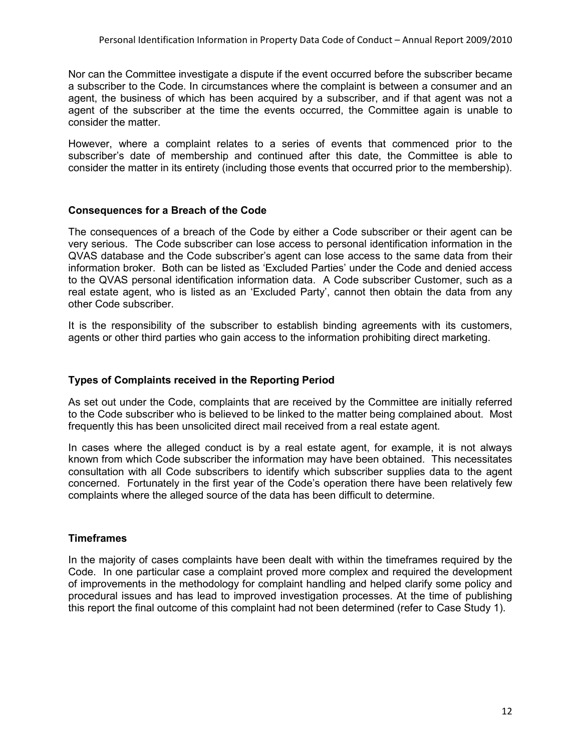Nor can the Committee investigate a dispute if the event occurred before the subscriber became a subscriber to the Code. In circumstances where the complaint is between a consumer and an agent, the business of which has been acquired by a subscriber, and if that agent was not a agent of the subscriber at the time the events occurred, the Committee again is unable to consider the matter.

However, where a complaint relates to a series of events that commenced prior to the subscriber's date of membership and continued after this date, the Committee is able to consider the matter in its entirety (including those events that occurred prior to the membership).

**Consequences for a Breach of the Code**

The consequences of a breach of the Code by either a Code subscriber or their agent can be very serious. The Code subscriber can lose access to personal identification information in the QVAS database and the Code subscriber's agent can lose access to the same data from their information broker. Both can be listed as 'Excluded Parties' under the Code and denied access to the QVAS personal identification information data. A Code subscriber Customer, such as a real estate agent, who is listed as an 'Excluded Party', cannot then obtain the data from any other Code subscriber.

It is the responsibility of the subscriber to establish binding agreements with its customers, agents or other third parties who gain access to the information prohibiting direct marketing.

**Types of Complaints received in the Reporting Period**

As set out under the Code, complaints that are received by the Committee are initially referred to the Code subscriber who is believed to be linked to the matter being complained about. Most frequently this has been unsolicited direct mail received from a real estate agent.

In cases where the alleged conduct is by a real estate agent, for example, it is not always known from which Code subscriber the information may have been obtained. This necessitates consultation with all Code subscribers to identify which subscriber supplies data to the agent concerned. Fortunately in the first year of the Code's operation there have been relatively few complaints where the alleged source of the data has been difficult to determine.

**Timeframes**

In the majority of cases complaints have been dealt with within the timeframes required by the Code. In one particular case a complaint proved more complex and required the development of improvements in the methodology for complaint handling and helped clarify some policy and procedural issues and has lead to improved investigation processes. At the time of publishing this report the final outcome of this complaint had not been determined (refer to Case Study 1).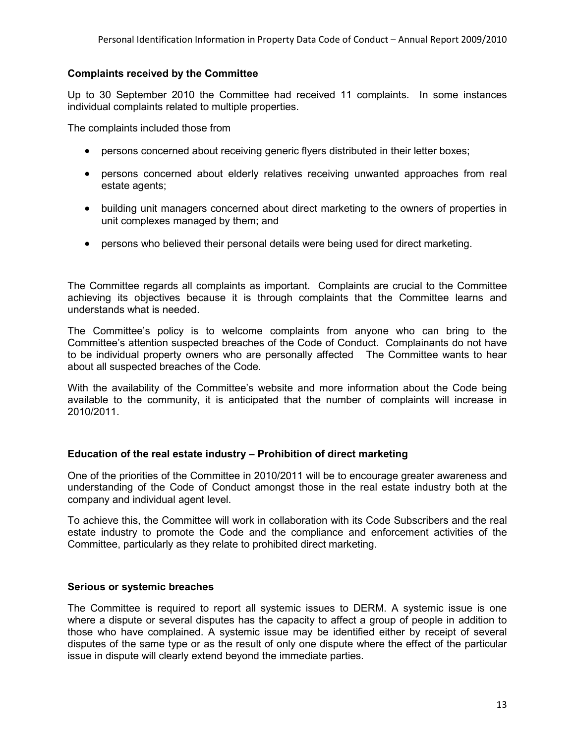**Complaints received by the Committee**

Up to 30 September 2010 the Committee had received 11 complaints. In some instances individual complaints related to multiple properties.

The complaints included those from

- persons concerned about receiving generic flyers distributed in their letter boxes;
- persons concerned about elderly relatives receiving unwanted approaches from real estate agents;
- building unit managers concerned about direct marketing to the owners of properties in unit complexes managed by them; and
- persons who believed their personal details were being used for direct marketing.

The Committee regards all complaints as important. Complaints are crucial to the Committee achieving its objectives because it is through complaints that the Committee learns and understands what is needed.

The Committee's policy is to welcome complaints from anyone who can bring to the Committee's attention suspected breaches of the Code of Conduct. Complainants do not have to be individual property owners who are personally affected The Committee wants to hear about all suspected breaches of the Code.

With the availability of the Committee's website and more information about the Code being available to the community, it is anticipated that the number of complaints will increase in 2010/2011.

**Education of the real estate industry – Prohibition of direct marketing**

One of the priorities of the Committee in 2010/2011 will be to encourage greater awareness and understanding of the Code of Conduct amongst those in the real estate industry both at the company and individual agent level.

To achieve this, the Committee will work in collaboration with its Code Subscribers and the real estate industry to promote the Code and the compliance and enforcement activities of the Committee, particularly as they relate to prohibited direct marketing.

**Serious or systemic breaches**

The Committee is required to report all systemic issues to DERM. A systemic issue is one where a dispute or several disputes has the capacity to affect a group of people in addition to those who have complained. A systemic issue may be identified either by receipt of several disputes of the same type or as the result of only one dispute where the effect of the particular issue in dispute will clearly extend beyond the immediate parties.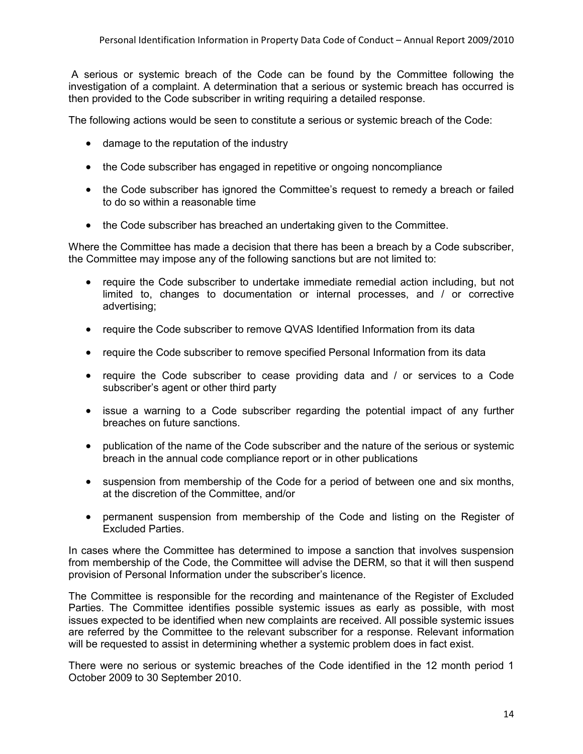A serious or systemic breach of the Code can be found by the Committee following the investigation of a complaint. A determination that a serious or systemic breach has occurred is then provided to the Code subscriber in writing requiring a detailed response.

The following actions would be seen to constitute a serious or systemic breach of the Code:

- damage to the reputation of the industry
- the Code subscriber has engaged in repetitive or ongoing noncompliance
- the Code subscriber has ignored the Committee's request to remedy a breach or failed to do so within a reasonable time
- the Code subscriber has breached an undertaking given to the Committee.

Where the Committee has made a decision that there has been a breach by a Code subscriber, the Committee may impose any of the following sanctions but are not limited to:

- require the Code subscriber to undertake immediate remedial action including, but not limited to, changes to documentation or internal processes, and / or corrective advertising;
- require the Code subscriber to remove QVAS Identified Information from its data
- require the Code subscriber to remove specified Personal Information from its data
- require the Code subscriber to cease providing data and / or services to a Code subscriber's agent or other third party
- issue a warning to a Code subscriber regarding the potential impact of any further breaches on future sanctions.
- publication of the name of the Code subscriber and the nature of the serious or systemic breach in the annual code compliance report or in other publications
- suspension from membership of the Code for a period of between one and six months, at the discretion of the Committee, and/or
- permanent suspension from membership of the Code and listing on the Register of Excluded Parties.

In cases where the Committee has determined to impose a sanction that involves suspension from membership of the Code, the Committee will advise the DERM, so that it will then suspend provision of Personal Information under the subscriber's licence.

The Committee is responsible for the recording and maintenance of the Register of Excluded Parties. The Committee identifies possible systemic issues as early as possible, with most issues expected to be identified when new complaints are received. All possible systemic issues are referred by the Committee to the relevant subscriber for a response. Relevant information will be requested to assist in determining whether a systemic problem does in fact exist.

There were no serious or systemic breaches of the Code identified in the 12 month period 1 October 2009 to 30 September 2010.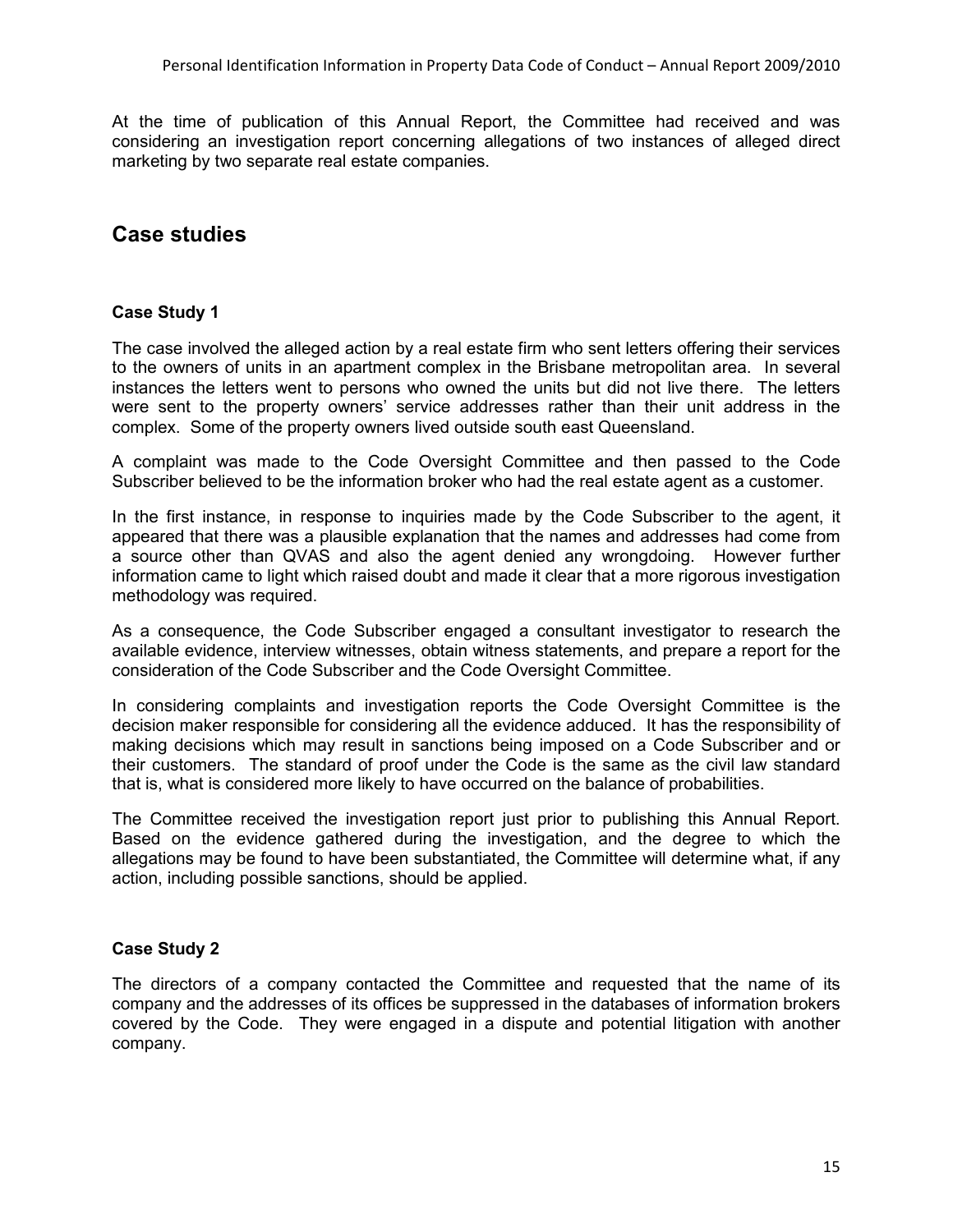At the time of publication of this Annual Report, the Committee had received and was considering an investigation report concerning allegations of two instances of alleged direct marketing by two separate real estate companies.

## Case studies

### Case Study 1

The case involved the alleged action by a real estate firm who sent letters offering their services to the owners of units in an apartment complex in the Brisbane metropolitan area. In several instances the letters went to persons who owned the units but did not live there. The letters were sent to the property owners' service addresses rather than their unit address in the complex. Some of the property owners lived outside south east Queensland.

A complaint was made to the Code Oversight Committee and then passed to the Code Subscriber believed to be the information broker who had the real estate agent as a customer.

In the first instance, in response to inquiries made by the Code Subscriber to the agent, it appeared that there was a plausible explanation that the names and addresses had come from a source other than QVAS and also the agent denied any wrongdoing. However further information came to light which raised doubt and made it clear that a more rigorous investigation methodology was required.

As a consequence, the Code Subscriber engaged a consultant investigator to research the available evidence, interview witnesses, obtain witness statements, and prepare a report for the consideration of the Code Subscriber and the Code Oversight Committee.

In considering complaints and investigation reports the Code Oversight Committee is the decision maker responsible for considering all the evidence adduced. It has the responsibility of making decisions which may result in sanctions being imposed on a Code Subscriber and or their customers. The standard of proof under the Code is the same as the civil law standard that is, what is considered more likely to have occurred on the balance of probabilities.

The Committee received the investigation report just prior to publishing this Annual Report. Based on the evidence gathered during the investigation, and the degree to which the allegations may be found to have been substantiated, the Committee will determine what, if any action, including possible sanctions, should be applied.

### Case Study 2

The directors of a company contacted the Committee and requested that the name of its company and the addresses of its offices be suppressed in the databases of information brokers covered by the Code. They were engaged in a dispute and potential litigation with another company.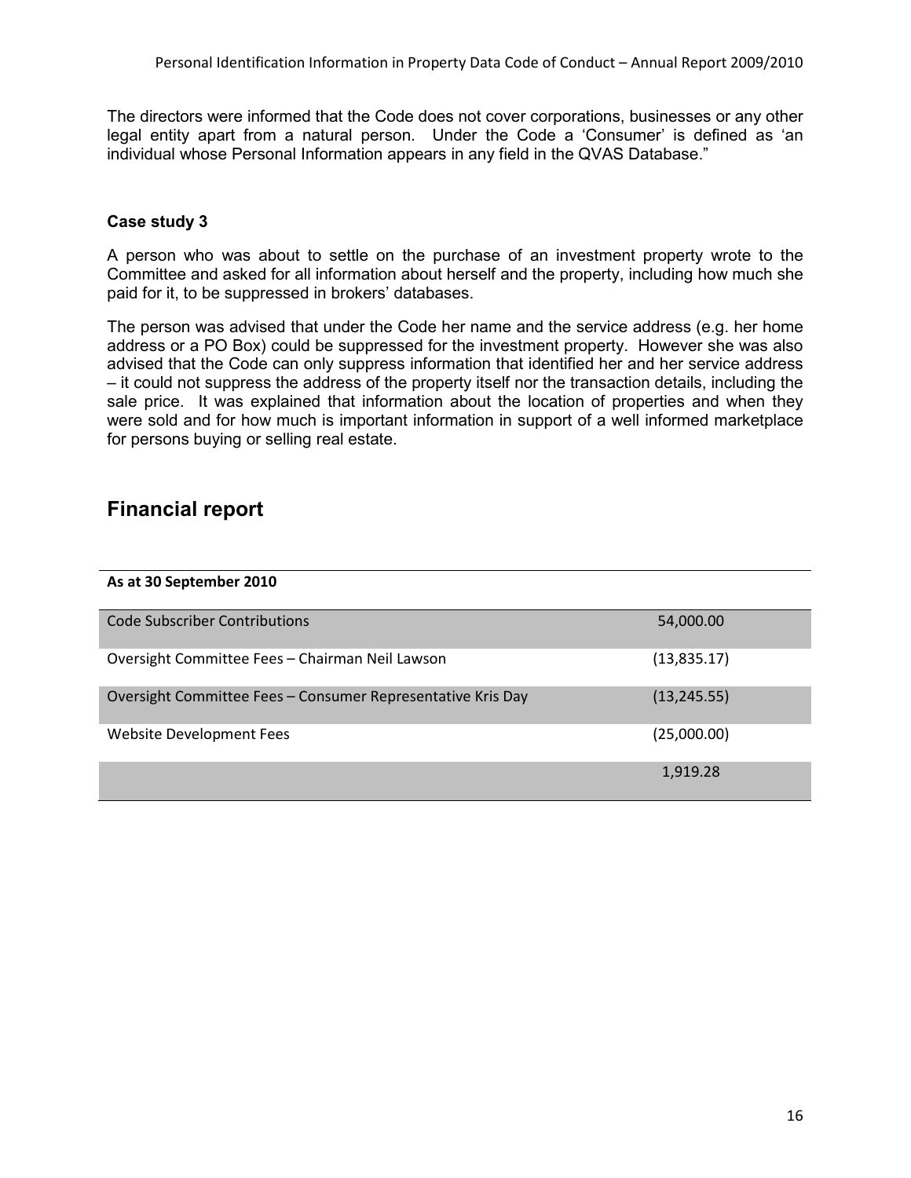The directors were informed that the Code does not cover corporations, businesses or any other legal entity apart from a natural person. Under the Code a 'Consumer' is defined as 'an individual whose Personal Information appears in any field in the QVAS Database."

### Case study 3

A person who was about to settle on the purchase of an investment property wrote to the Committee and asked for all information about herself and the property, including how much she paid for it, to be suppressed in brokers' databases.

The person was advised that under the Code her name and the service address (e.g. her home address or a PO Box) could be suppressed for the investment property. However she was also advised that the Code can only suppress information that identified her and her service address – it could not suppress the address of the property itself nor the transaction details, including the sale price. It was explained that information about the location of properties and when they were sold and for how much is important information in support of a well informed marketplace for persons buying or selling real estate.

## Financial report

| As at 30 September 2010 | |
|---|---|
| Code Subscriber Contributions | 54,000.00 |
| Oversight Committee Fees – Chairman Neil Lawson | (13,835.17) |
| Oversight Committee Fees – Consumer Representative Kris Day | (13,245.55) |
| Website Development Fees | (25,000.00) |
| | 1,919.28 |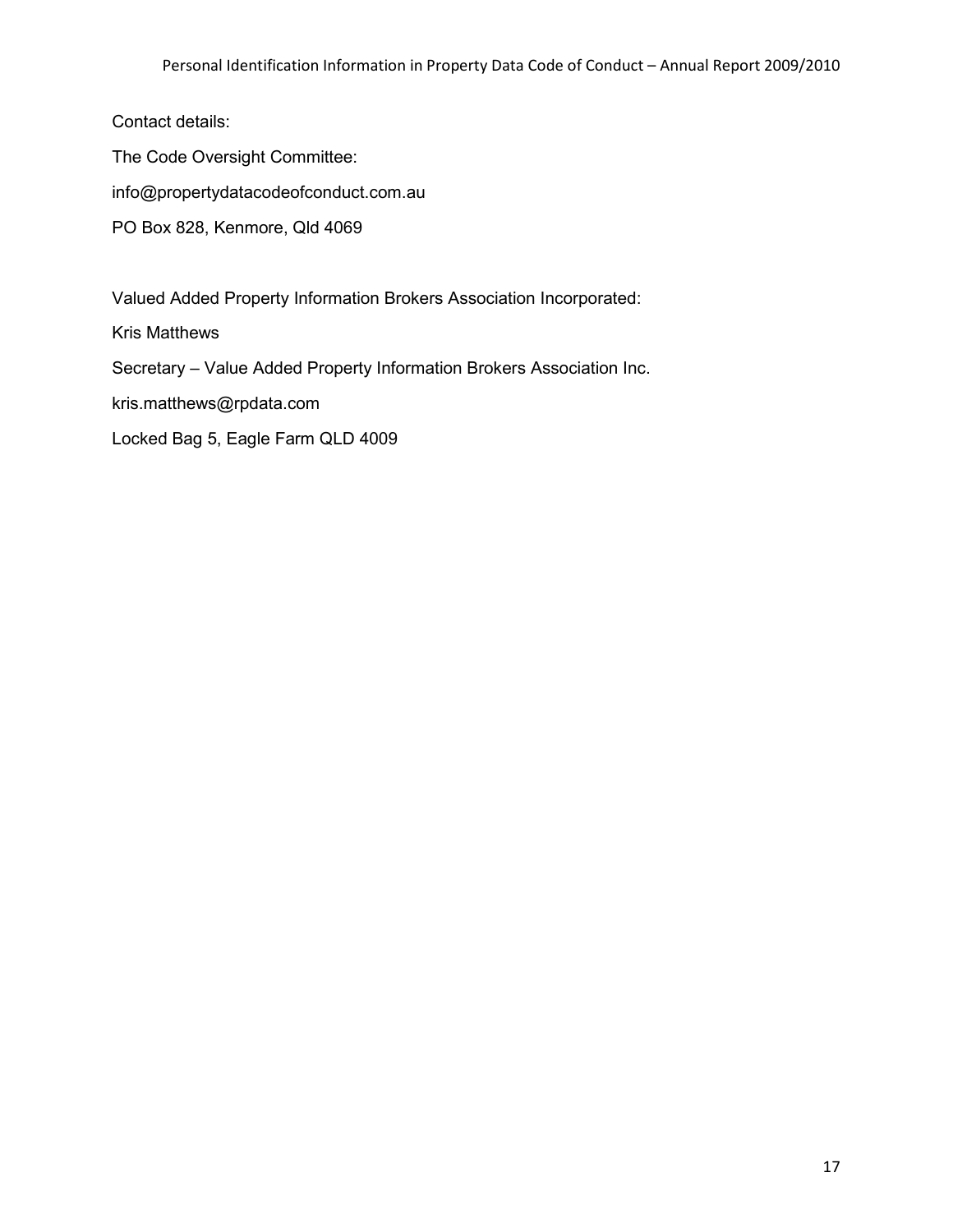Contact details:

The Code Oversight Committee:

info@propertydatacodeofconduct.com.au

PO Box 828, Kenmore, Qld 4069

Valued Added Property Information Brokers Association Incorporated:

Kris Matthews

Secretary – Value Added Property Information Brokers Association Inc.

kris.matthews@rpdata.com

Locked Bag 5, Eagle Farm QLD 4009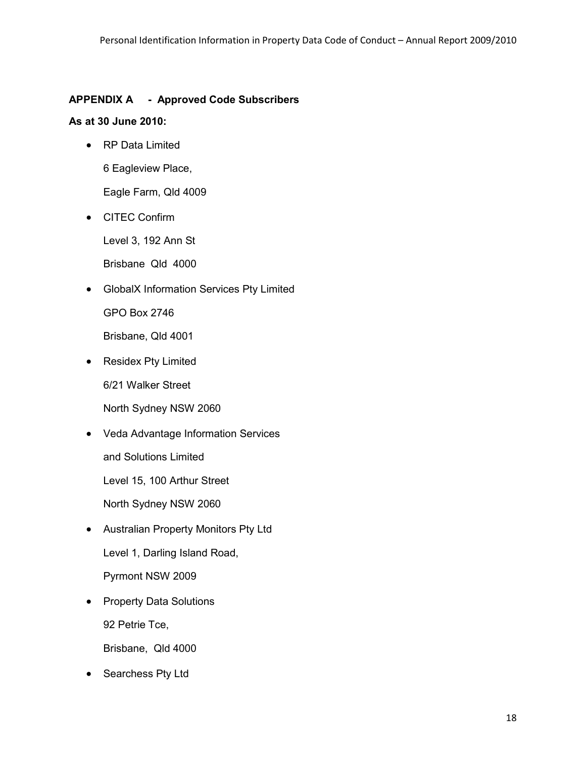## APPENDIX A - Approved Code Subscribers

**As at 30 June 2010:**

- RP Data Limited

  6 Eagleview Place,

  Eagle Farm, Qld 4009

- CITEC Confirm

  Level 3, 192 Ann St

  Brisbane Qld 4000

- GlobalX Information Services Pty Limited

  GPO Box 2746

  Brisbane, Qld 4001

- Residex Pty Limited

  6/21 Walker Street

  North Sydney NSW 2060

- Veda Advantage Information Services

  and Solutions Limited

  Level 15, 100 Arthur Street

  North Sydney NSW 2060

- Australian Property Monitors Pty Ltd

  Level 1, Darling Island Road,

  Pyrmont NSW 2009

- Property Data Solutions

  92 Petrie Tce,

  Brisbane, Qld 4000

- Searchess Pty Ltd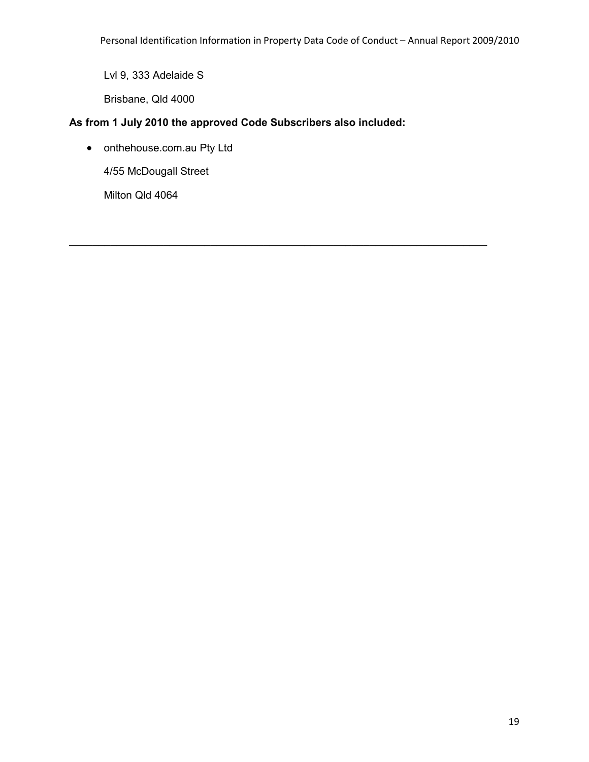Lvl 9, 333 Adelaide S

Brisbane, Qld 4000

**As from 1 July 2010 the approved Code Subscribers also included:**

- onthehouse.com.au Pty Ltd

  4/55 McDougall Street

  Milton Qld 4064

---